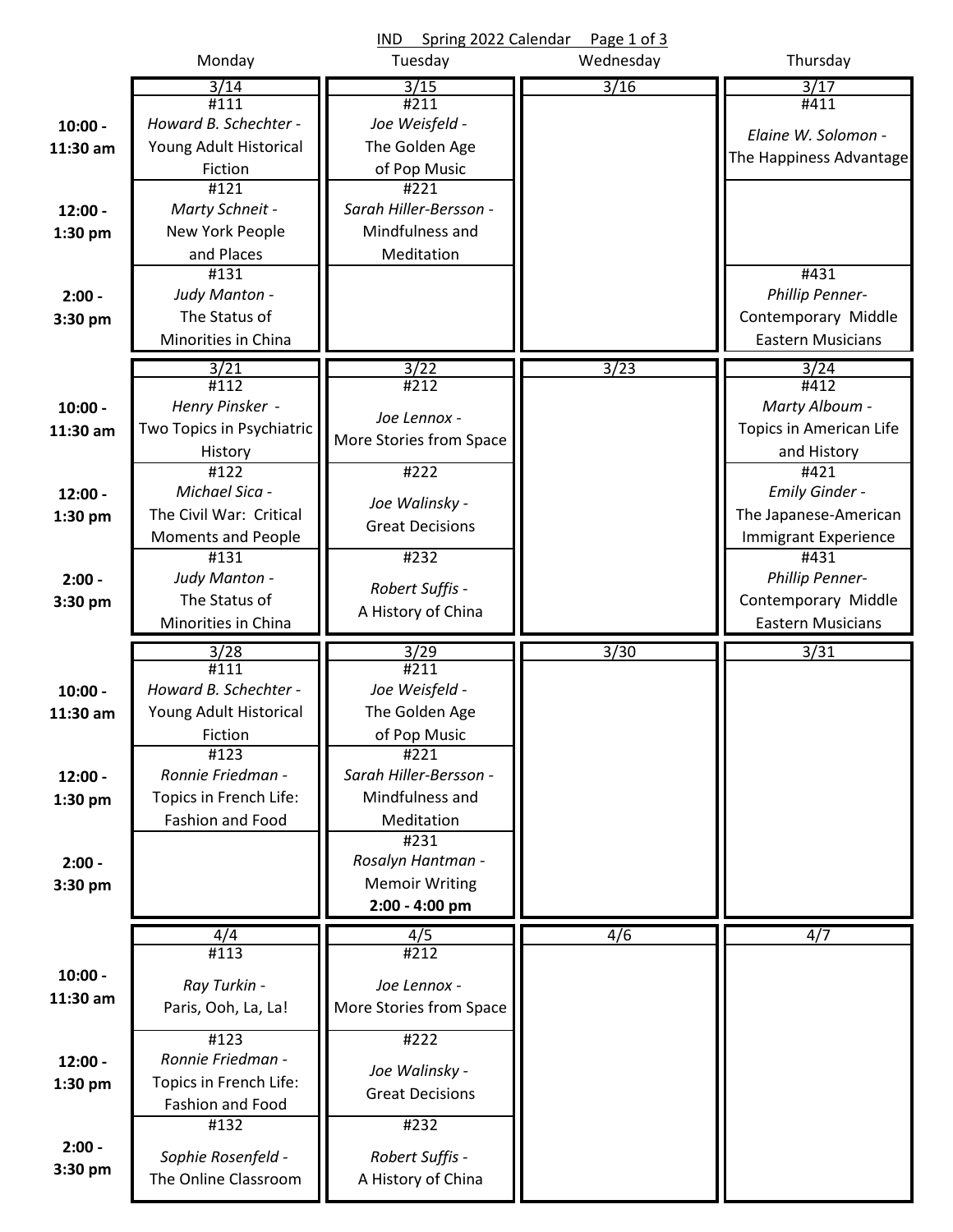# IND Spring 2022 Calendar

| | Monday | Tuesday | Wednesday | Thursday |
|---|---|---|---|---|
| | 3/14 | 3/15 | 3/16 | 3/17 |
| 10:00 - 11:30 am | #111 *Howard B. Schechter -* Young Adult Historical Fiction | #211 *Joe Weisfeld -* The Golden Age of Pop Music | | #411 *Elaine W. Solomon -* The Happiness Advantage |
| 12:00 - 1:30 pm | #121 *Marty Schneit -* New York People and Places | #221 *Sarah Hiller-Bersson -* Mindfulness and Meditation | | |
| 2:00 - 3:30 pm | #131 *Judy Manton -* The Status of Minorities in China | | | #431 *Phillip Penner-* Contemporary Middle Eastern Musicians |
| | 3/21 | 3/22 | 3/23 | 3/24 |
| 10:00 - 11:30 am | #112 *Henry Pinsker -* Two Topics in Psychiatric History | #212 *Joe Lennox -* More Stories from Space | | #412 *Marty Alboum -* Topics in American Life and History |
| 12:00 - 1:30 pm | #122 *Michael Sica -* The Civil War: Critical Moments and People | #222 *Joe Walinsky -* Great Decisions | | #421 *Emily Ginder -* The Japanese-American Immigrant Experience |
| 2:00 - 3:30 pm | #131 *Judy Manton -* The Status of Minorities in China | #232 *Robert Suffis -* A History of China | | #431 *Phillip Penner-* Contemporary Middle Eastern Musicians |
| | 3/28 | 3/29 | 3/30 | 3/31 |
| 10:00 - 11:30 am | #111 *Howard B. Schechter -* Young Adult Historical Fiction | #211 *Joe Weisfeld -* The Golden Age of Pop Music | | |
| 12:00 - 1:30 pm | #123 *Ronnie Friedman -* Topics in French Life: Fashion and Food | #221 *Sarah Hiller-Bersson -* Mindfulness and Meditation | | |
| 2:00 - 3:30 pm | | #231 *Rosalyn Hantman -* Memoir Writing **2:00 - 4:00 pm** | | |
| | 4/4 | 4/5 | 4/6 | 4/7 |
| 10:00 - 11:30 am | #113 *Ray Turkin -* Paris, Ooh, La, La! | #212 *Joe Lennox -* More Stories from Space | | |
| 12:00 - 1:30 pm | #123 *Ronnie Friedman -* Topics in French Life: Fashion and Food | #222 *Joe Walinsky -* Great Decisions | | |
| 2:00 - 3:30 pm | #132 *Sophie Rosenfeld -* The Online Classroom | #232 *Robert Suffis -* A History of China | | |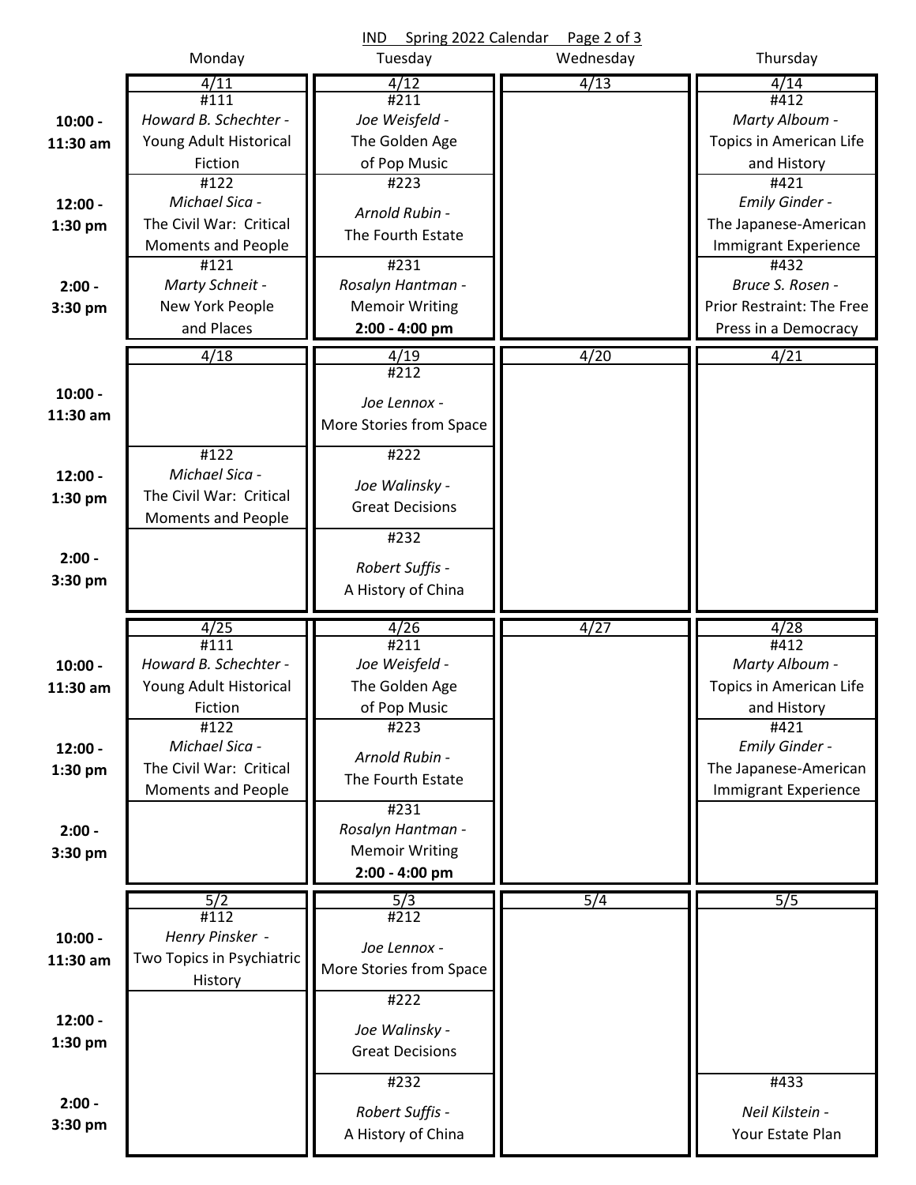# IND Spring 2022 Calendar

| | Monday | Tuesday | Wednesday | Thursday |
| --- | --- | --- | --- | --- |
| | 4/11 | 4/12 | 4/13 | 4/14 |
| 10:00 - 11:30 am | #111 *Howard B. Schechter -* Young Adult Historical Fiction | #211 *Joe Weisfeld -* The Golden Age of Pop Music | | #412 *Marty Alboum -* Topics in American Life and History |
| 12:00 - 1:30 pm | #122 *Michael Sica -* The Civil War: Critical Moments and People | #223 *Arnold Rubin -* The Fourth Estate | | #421 *Emily Ginder -* The Japanese-American Immigrant Experience |
| 2:00 - 3:30 pm | #121 *Marty Schneit -* New York People and Places | #231 *Rosalyn Hantman -* Memoir Writing **2:00 - 4:00 pm** | | #432 *Bruce S. Rosen -* Prior Restraint: The Free Press in a Democracy |
| | 4/18 | 4/19 | 4/20 | 4/21 |
| 10:00 - 11:30 am | | #212 *Joe Lennox -* More Stories from Space | | |
| 12:00 - 1:30 pm | #122 *Michael Sica -* The Civil War: Critical Moments and People | #222 *Joe Walinsky -* Great Decisions | | |
| 2:00 - 3:30 pm | | #232 *Robert Suffis -* A History of China | | |
| | 4/25 | 4/26 | 4/27 | 4/28 |
| 10:00 - 11:30 am | #111 *Howard B. Schechter -* Young Adult Historical Fiction | #211 *Joe Weisfeld -* The Golden Age of Pop Music | | #412 *Marty Alboum -* Topics in American Life and History |
| 12:00 - 1:30 pm | #122 *Michael Sica -* The Civil War: Critical Moments and People | #223 *Arnold Rubin -* The Fourth Estate | | #421 *Emily Ginder -* The Japanese-American Immigrant Experience |
| 2:00 - 3:30 pm | | #231 *Rosalyn Hantman -* Memoir Writing **2:00 - 4:00 pm** | | |
| | 5/2 | 5/3 | 5/4 | 5/5 |
| 10:00 - 11:30 am | #112 *Henry Pinsker -* Two Topics in Psychiatric History | #212 *Joe Lennox -* More Stories from Space | | |
| 12:00 - 1:30 pm | | #222 *Joe Walinsky -* Great Decisions | | |
| 2:00 - 3:30 pm | | #232 *Robert Suffis -* A History of China | | #433 *Neil Kilstein -* Your Estate Plan |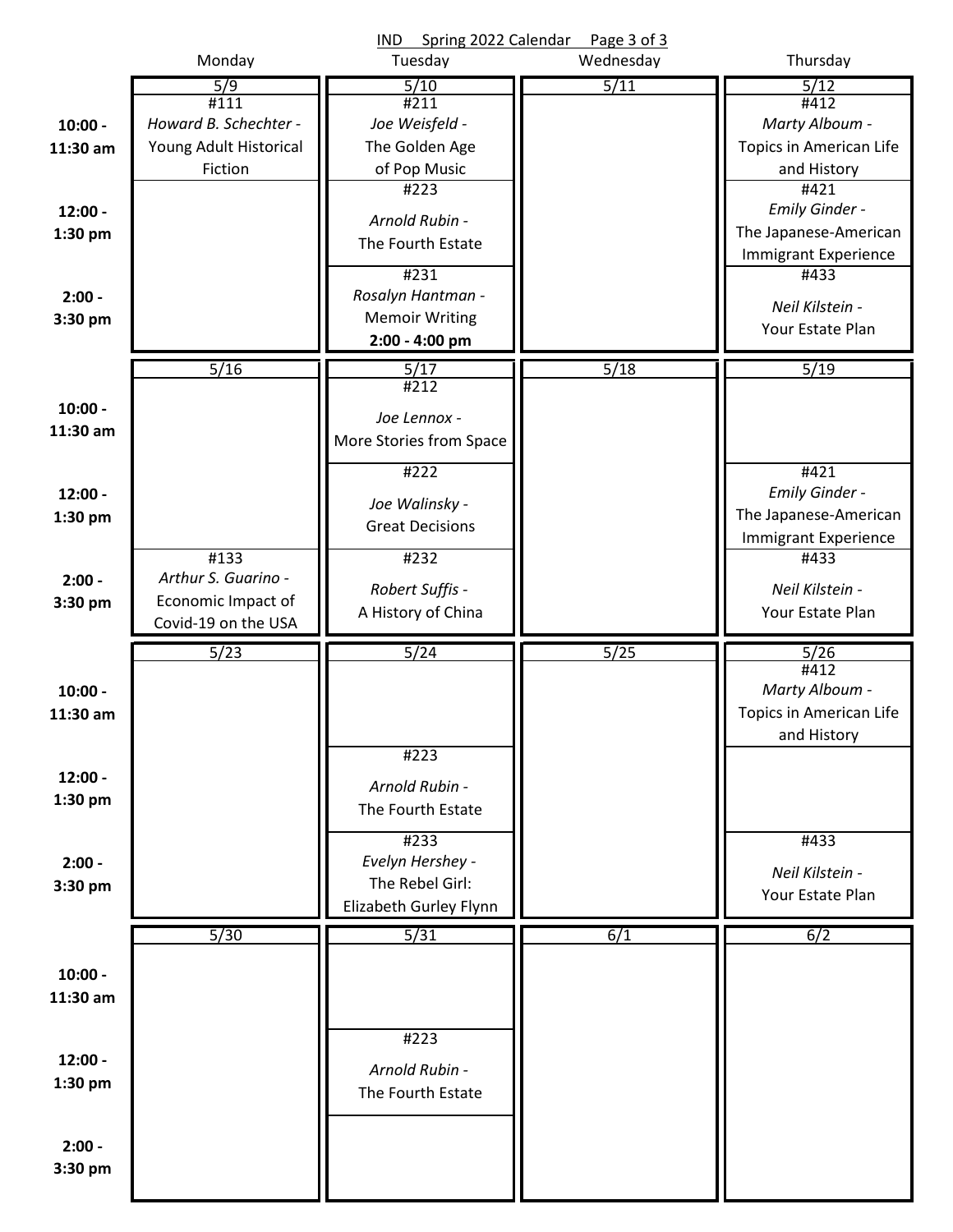IND Spring 2022 Calendar

| | Monday | Tuesday | Wednesday | Thursday |
|---|---|---|---|---|
| | 5/9 | 5/10 | 5/11 | 5/12 |
| 10:00 - 11:30 am | #111 *Howard B. Schechter -* Young Adult Historical Fiction | #211 *Joe Weisfeld -* The Golden Age of Pop Music | | #412 *Marty Alboum -* Topics in American Life and History |
| 12:00 - 1:30 pm | | #223 *Arnold Rubin -* The Fourth Estate | | #421 *Emily Ginder -* The Japanese-American Immigrant Experience |
| 2:00 - 3:30 pm | | #231 *Rosalyn Hantman -* Memoir Writing **2:00 - 4:00 pm** | | #433 *Neil Kilstein -* Your Estate Plan |
| | 5/16 | 5/17 | 5/18 | 5/19 |
| 10:00 - 11:30 am | | #212 *Joe Lennox -* More Stories from Space | | |
| 12:00 - 1:30 pm | | #222 *Joe Walinsky -* Great Decisions | | #421 *Emily Ginder -* The Japanese-American Immigrant Experience |
| 2:00 - 3:30 pm | #133 *Arthur S. Guarino -* Economic Impact of Covid-19 on the USA | #232 *Robert Suffis -* A History of China | | #433 *Neil Kilstein -* Your Estate Plan |
| | 5/23 | 5/24 | 5/25 | 5/26 |
| 10:00 - 11:30 am | | | | #412 *Marty Alboum -* Topics in American Life and History |
| 12:00 - 1:30 pm | | #223 *Arnold Rubin -* The Fourth Estate | | |
| 2:00 - 3:30 pm | | #233 *Evelyn Hershey -* The Rebel Girl: Elizabeth Gurley Flynn | | #433 *Neil Kilstein -* Your Estate Plan |
| | 5/30 | 5/31 | 6/1 | 6/2 |
| 10:00 - 11:30 am | | | | |
| 12:00 - 1:30 pm | | #223 *Arnold Rubin -* The Fourth Estate | | |
| 2:00 - 3:30 pm | | | | |